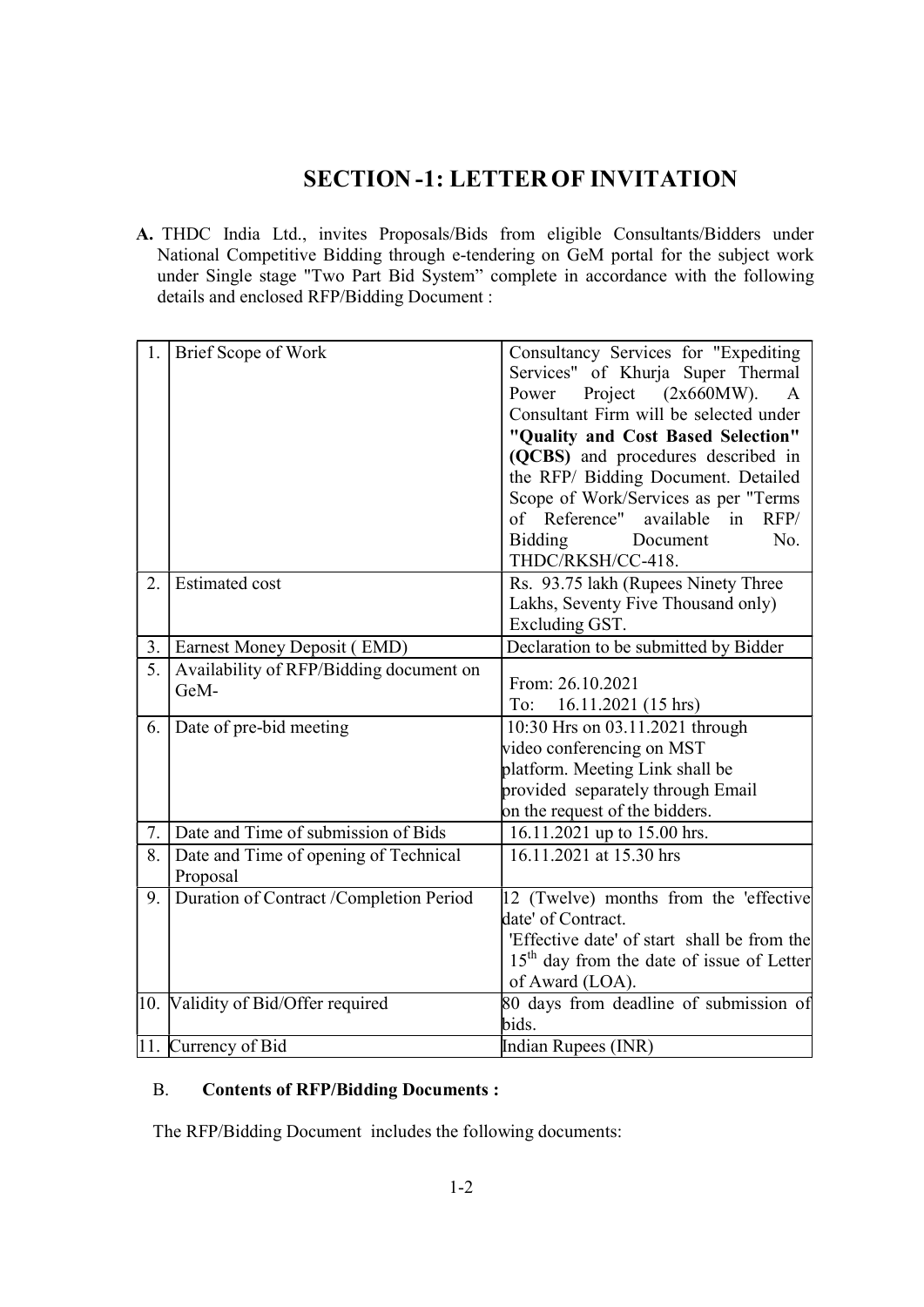# SECTION -1: LETTER OF INVITATION

**A.** THDC India Ltd., invites Proposals/Bids from eligible Consultants/Bidders under National Competitive Bidding through e-tendering on GeM portal for the subject work under Single stage "Two Part Bid System" complete in accordance with the following details and enclosed RFP/Bidding Document :

| | | |
|---|---|---|
| 1. | Brief Scope of Work | Consultancy Services for "Expediting Services" of Khurja Super Thermal Power Project (2x660MW). A Consultant Firm will be selected under **"Quality and Cost Based Selection" (QCBS)** and procedures described in the RFP/ Bidding Document. Detailed Scope of Work/Services as per "Terms of Reference" available in RFP/ Bidding Document No. THDC/RKSH/CC-418. |
| 2. | Estimated cost | Rs. 93.75 lakh (Rupees Ninety Three Lakhs, Seventy Five Thousand only) Excluding GST. |
| 3. | Earnest Money Deposit ( EMD) | Declaration to be submitted by Bidder |
| 5. | Availability of RFP/Bidding document on GeM- | From: 26.10.2021<br>To: 16.11.2021 (15 hrs) |
| 6. | Date of pre-bid meeting | 10:30 Hrs on 03.11.2021 through video conferencing on MST platform. Meeting Link shall be provided separately through Email on the request of the bidders. |
| 7. | Date and Time of submission of Bids | 16.11.2021 up to 15.00 hrs. |
| 8. | Date and Time of opening of Technical Proposal | 16.11.2021 at 15.30 hrs |
| 9. | Duration of Contract /Completion Period | 12 (Twelve) months from the 'effective date' of Contract.<br>'Effective date' of start shall be from the 15th day from the date of issue of Letter of Award (LOA). |
| 10. | Validity of Bid/Offer required | 80 days from deadline of submission of bids. |
| 11. | Currency of Bid | Indian Rupees (INR) |

B. **Contents of RFP/Bidding Documents :**

The RFP/Bidding Document includes the following documents: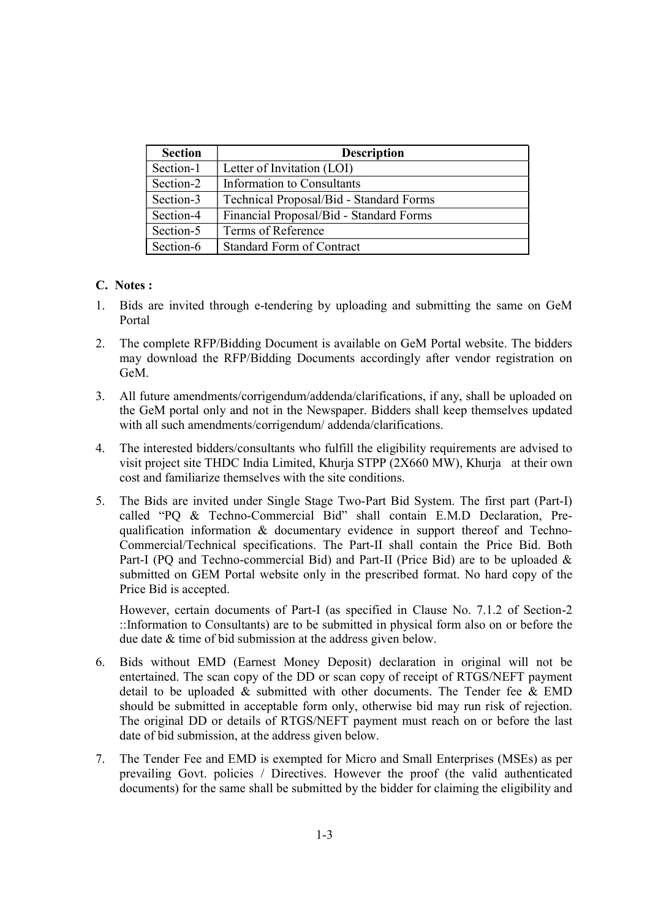| Section | Description |
|---|---|
| Section-1 | Letter of Invitation (LOI) |
| Section-2 | Information to Consultants |
| Section-3 | Technical Proposal/Bid - Standard Forms |
| Section-4 | Financial Proposal/Bid - Standard Forms |
| Section-5 | Terms of Reference |
| Section-6 | Standard Form of Contract |

**C. Notes :**

1. Bids are invited through e-tendering by uploading and submitting the same on GeM Portal

2. The complete RFP/Bidding Document is available on GeM Portal website. The bidders may download the RFP/Bidding Documents accordingly after vendor registration on GeM.

3. All future amendments/corrigendum/addenda/clarifications, if any, shall be uploaded on the GeM portal only and not in the Newspaper. Bidders shall keep themselves updated with all such amendments/corrigendum/ addenda/clarifications.

4. The interested bidders/consultants who fulfill the eligibility requirements are advised to visit project site THDC India Limited, Khurja STPP (2X660 MW), Khurja at their own cost and familiarize themselves with the site conditions.

5. The Bids are invited under Single Stage Two-Part Bid System. The first part (Part-I) called "PQ & Techno-Commercial Bid" shall contain E.M.D Declaration, Pre-qualification information & documentary evidence in support thereof and Techno-Commercial/Technical specifications. The Part-II shall contain the Price Bid. Both Part-I (PQ and Techno-commercial Bid) and Part-II (Price Bid) are to be uploaded & submitted on GEM Portal website only in the prescribed format. No hard copy of the Price Bid is accepted.

   However, certain documents of Part-I (as specified in Clause No. 7.1.2 of Section-2 ::Information to Consultants) are to be submitted in physical form also on or before the due date & time of bid submission at the address given below.

6. Bids without EMD (Earnest Money Deposit) declaration in original will not be entertained. The scan copy of the DD or scan copy of receipt of RTGS/NEFT payment detail to be uploaded & submitted with other documents. The Tender fee & EMD should be submitted in acceptable form only, otherwise bid may run risk of rejection. The original DD or details of RTGS/NEFT payment must reach on or before the last date of bid submission, at the address given below.

7. The Tender Fee and EMD is exempted for Micro and Small Enterprises (MSEs) as per prevailing Govt. policies / Directives. However the proof (the valid authenticated documents) for the same shall be submitted by the bidder for claiming the eligibility and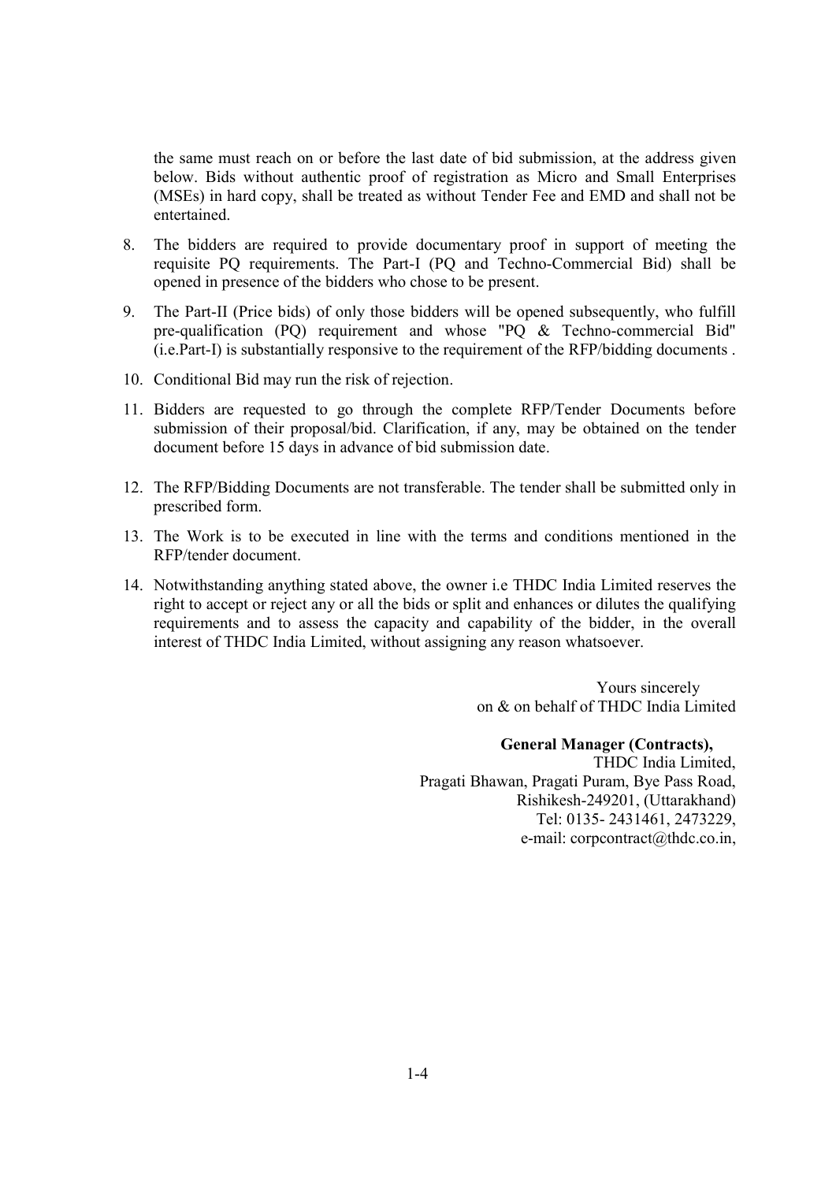the same must reach on or before the last date of bid submission, at the address given below. Bids without authentic proof of registration as Micro and Small Enterprises (MSEs) in hard copy, shall be treated as without Tender Fee and EMD and shall not be entertained.

8. The bidders are required to provide documentary proof in support of meeting the requisite PQ requirements. The Part-I (PQ and Techno-Commercial Bid) shall be opened in presence of the bidders who chose to be present.

9. The Part-II (Price bids) of only those bidders will be opened subsequently, who fulfill pre-qualification (PQ) requirement and whose "PQ & Techno-commercial Bid" (i.e.Part-I) is substantially responsive to the requirement of the RFP/bidding documents .

10. Conditional Bid may run the risk of rejection.

11. Bidders are requested to go through the complete RFP/Tender Documents before submission of their proposal/bid. Clarification, if any, may be obtained on the tender document before 15 days in advance of bid submission date.

12. The RFP/Bidding Documents are not transferable. The tender shall be submitted only in prescribed form.

13. The Work is to be executed in line with the terms and conditions mentioned in the RFP/tender document.

14. Notwithstanding anything stated above, the owner i.e THDC India Limited reserves the right to accept or reject any or all the bids or split and enhances or dilutes the qualifying requirements and to assess the capacity and capability of the bidder, in the overall interest of THDC India Limited, without assigning any reason whatsoever.

Yours sincerely
on & on behalf of THDC India Limited

**General Manager (Contracts),**
THDC India Limited,
Pragati Bhawan, Pragati Puram, Bye Pass Road,
Rishikesh-249201, (Uttarakhand)
Tel: 0135- 2431461, 2473229,
e-mail: corpcontract@thdc.co.in,